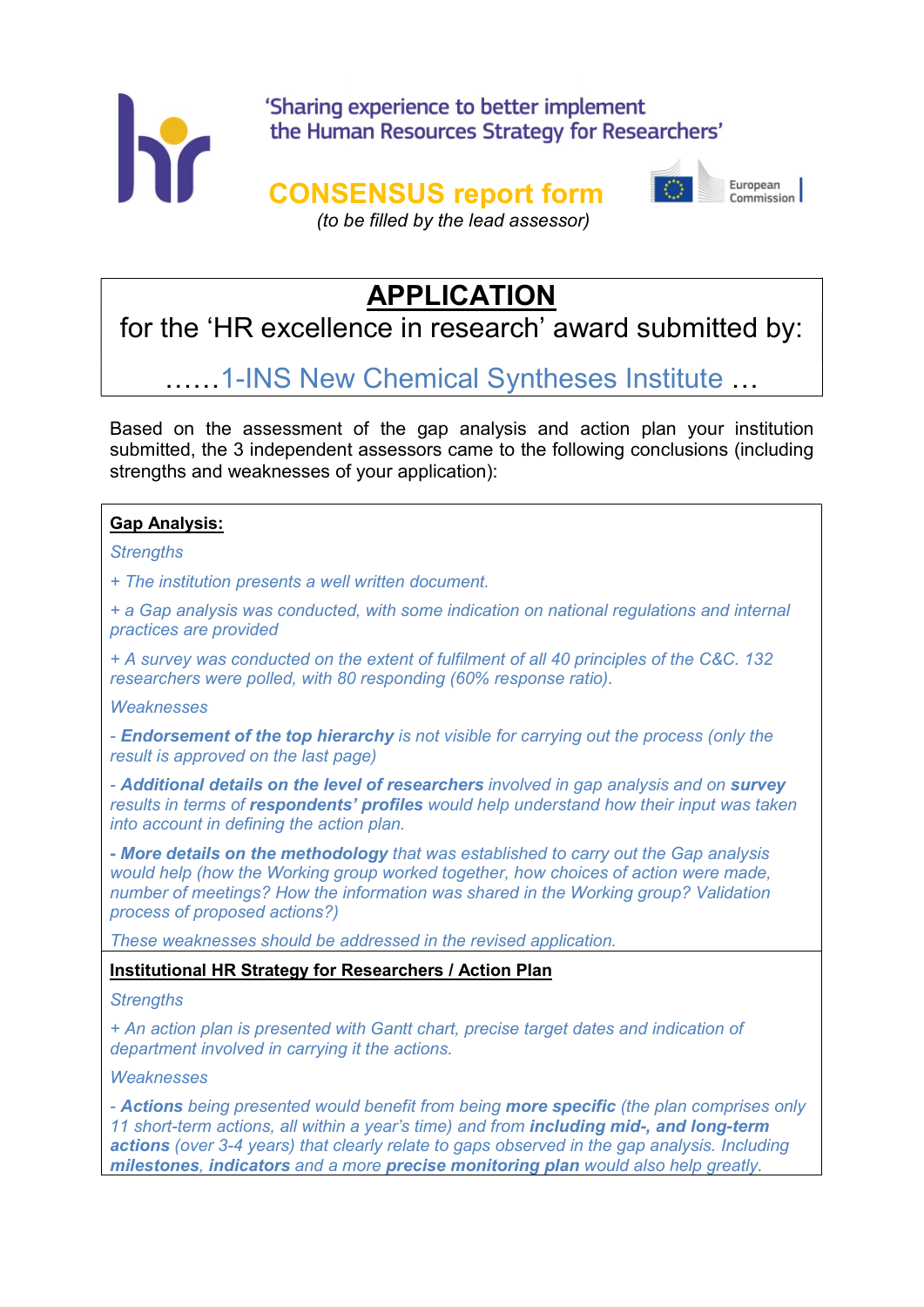'Sharing experience to better implement the Human Resources Strategy for Researchers'

# CONSENSUS report form

*(to be filled by the lead assessor)*

## APPLICATION

for the 'HR excellence in research' award submitted by:

……1-INS New Chemical Syntheses Institute …

Based on the assessment of the gap analysis and action plan your institution submitted, the 3 independent assessors came to the following conclusions (including strengths and weaknesses of your application):

### Gap Analysis:

*Strengths*

*+ The institution presents a well written document.*

*+ a Gap analysis was conducted, with some indication on national regulations and internal practices are provided*

*+ A survey was conducted on the extent of fulfilment of all 40 principles of the C&C. 132 researchers were polled, with 80 responding (60% response ratio).*

*Weaknesses*

*- **Endorsement of the top hierarchy** is not visible for carrying out the process (only the result is approved on the last page)*

*- **Additional details on the level of researchers** involved in gap analysis and on **survey** results in terms of **respondents' profiles** would help understand how their input was taken into account in defining the action plan.*

*- **More details on the methodology** that was established to carry out the Gap analysis would help (how the Working group worked together, how choices of action were made, number of meetings? How the information was shared in the Working group? Validation process of proposed actions?)*

*These weaknesses should be addressed in the revised application.*

### Institutional HR Strategy for Researchers / Action Plan

*Strengths*

*+ An action plan is presented with Gantt chart, precise target dates and indication of department involved in carrying it the actions.*

*Weaknesses*

*- **Actions** being presented would benefit from being **more specific** (the plan comprises only 11 short-term actions, all within a year's time) and from **including mid-, and long-term actions** (over 3-4 years) that clearly relate to gaps observed in the gap analysis. Including **milestones**, **indicators** and a more **precise monitoring plan** would also help greatly.*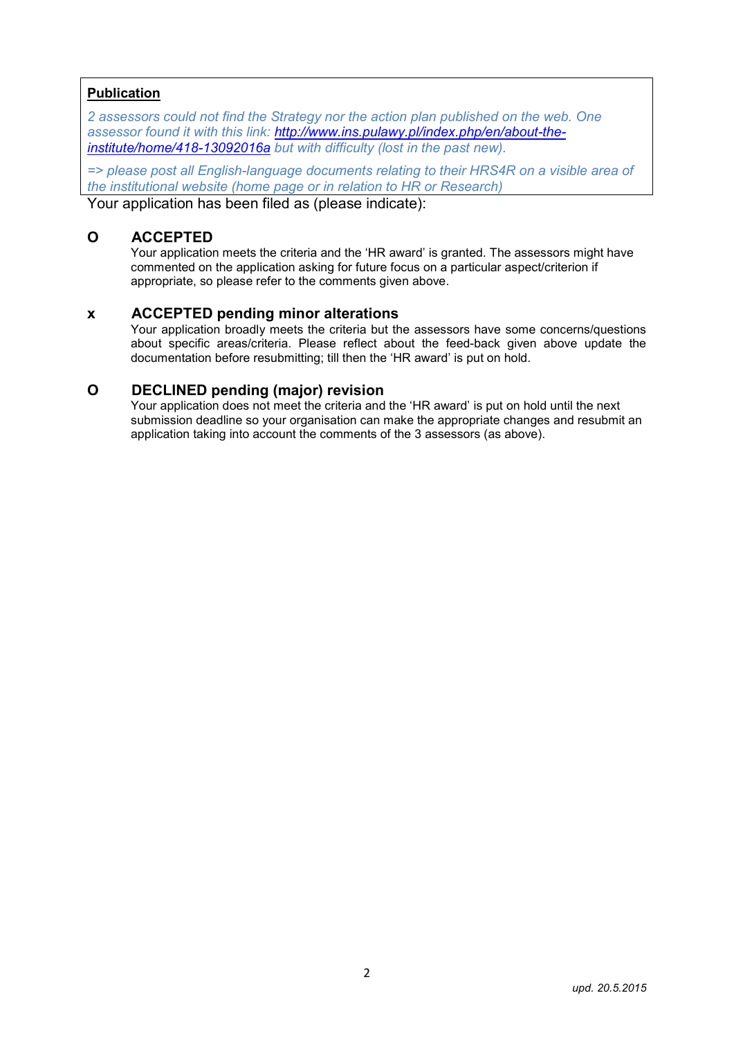**Publication**

*2 assessors could not find the Strategy nor the action plan published on the web. One assessor found it with this link: [http://www.ins.pulawy.pl/index.php/en/about-the-institute/home/418-13092016a](http://www.ins.pulawy.pl/index.php/en/about-the-institute/home/418-13092016a) but with difficulty (lost in the past new).*

*=> please post all English-language documents relating to their HRS4R on a visible area of the institutional website (home page or in relation to HR or Research)*

Your application has been filed as (please indicate):

**O ACCEPTED**

Your application meets the criteria and the 'HR award' is granted. The assessors might have commented on the application asking for future focus on a particular aspect/criterion if appropriate, so please refer to the comments given above.

**x ACCEPTED pending minor alterations**

Your application broadly meets the criteria but the assessors have some concerns/questions about specific areas/criteria. Please reflect about the feed-back given above update the documentation before resubmitting; till then the 'HR award' is put on hold.

**O DECLINED pending (major) revision**

Your application does not meet the criteria and the 'HR award' is put on hold until the next submission deadline so your organisation can make the appropriate changes and resubmit an application taking into account the comments of the 3 assessors (as above).